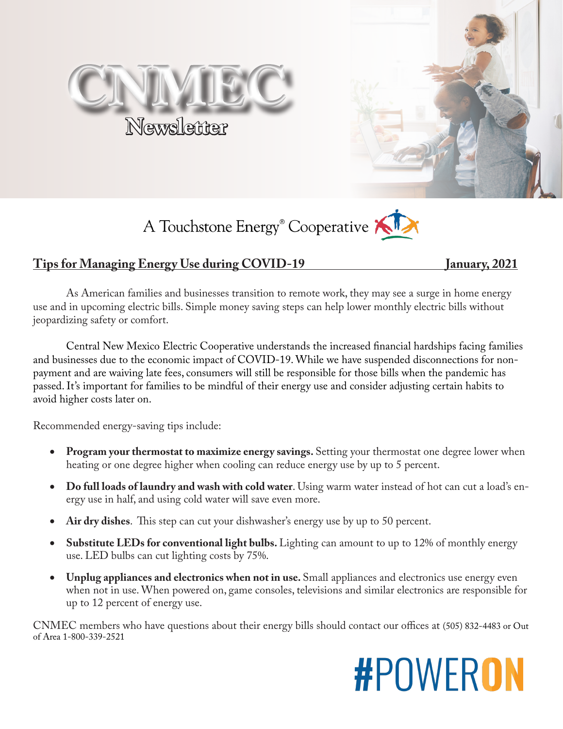# CNMEC

## Newsletter

A Touchstone Energy® Cooperative

**Tips for Managing Energy Use during COVID-19** **January, 2021**

As American families and businesses transition to remote work, they may see a surge in home energy use and in upcoming electric bills. Simple money saving steps can help lower monthly electric bills without jeopardizing safety or comfort.

Central New Mexico Electric Cooperative understands the increased financial hardships facing families and businesses due to the economic impact of COVID-19. While we have suspended disconnections for non-payment and are waiving late fees, consumers will still be responsible for those bills when the pandemic has passed. It's important for families to be mindful of their energy use and consider adjusting certain habits to avoid higher costs later on.

Recommended energy-saving tips include:

- **Program your thermostat to maximize energy savings.** Setting your thermostat one degree lower when heating or one degree higher when cooling can reduce energy use by up to 5 percent.
- **Do full loads of laundry and wash with cold water**. Using warm water instead of hot can cut a load's energy use in half, and using cold water will save even more.
- **Air dry dishes**. This step can cut your dishwasher's energy use by up to 50 percent.
- **Substitute LEDs for conventional light bulbs.** Lighting can amount to up to 12% of monthly energy use. LED bulbs can cut lighting costs by 75%.
- **Unplug appliances and electronics when not in use.** Small appliances and electronics use energy even when not in use. When powered on, game consoles, televisions and similar electronics are responsible for up to 12 percent of energy use.

CNMEC members who have questions about their energy bills should contact our offices at (505) 832-4483 or Out of Area 1-800-339-2521

#POWERON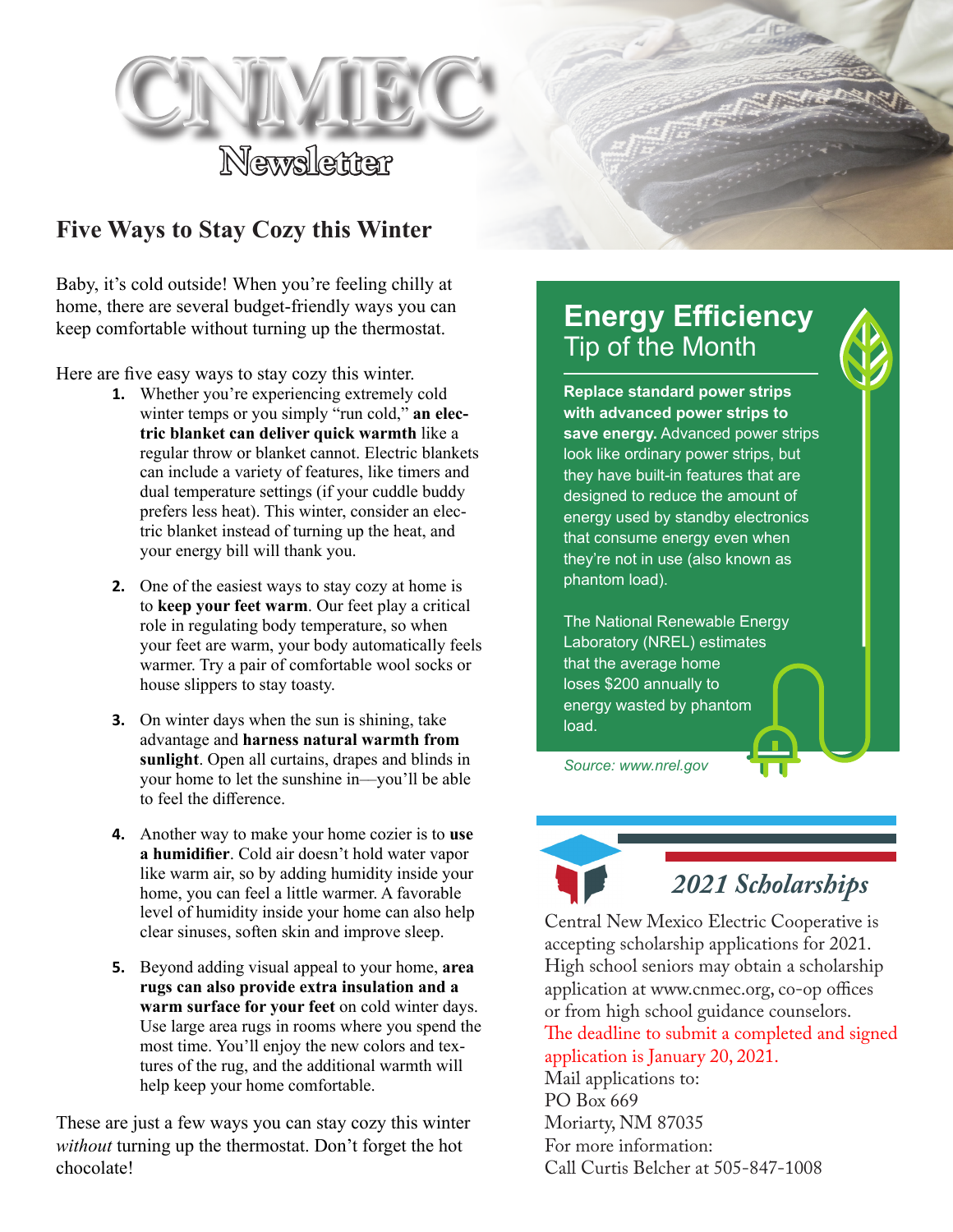# CNMEC Newsletter

## Five Ways to Stay Cozy this Winter

Baby, it's cold outside! When you're feeling chilly at home, there are several budget-friendly ways you can keep comfortable without turning up the thermostat.

Here are five easy ways to stay cozy this winter.

1. Whether you're experiencing extremely cold winter temps or you simply "run cold," **an electric blanket can deliver quick warmth** like a regular throw or blanket cannot. Electric blankets can include a variety of features, like timers and dual temperature settings (if your cuddle buddy prefers less heat). This winter, consider an electric blanket instead of turning up the heat, and your energy bill will thank you.

2. One of the easiest ways to stay cozy at home is to **keep your feet warm**. Our feet play a critical role in regulating body temperature, so when your feet are warm, your body automatically feels warmer. Try a pair of comfortable wool socks or house slippers to stay toasty.

3. On winter days when the sun is shining, take advantage and **harness natural warmth from sunlight**. Open all curtains, drapes and blinds in your home to let the sunshine in—you'll be able to feel the difference.

4. Another way to make your home cozier is to **use a humidifier**. Cold air doesn't hold water vapor like warm air, so by adding humidity inside your home, you can feel a little warmer. A favorable level of humidity inside your home can also help clear sinuses, soften skin and improve sleep.

5. Beyond adding visual appeal to your home, **area rugs can also provide extra insulation and a warm surface for your feet** on cold winter days. Use large area rugs in rooms where you spend the most time. You'll enjoy the new colors and textures of the rug, and the additional warmth will help keep your home comfortable.

These are just a few ways you can stay cozy this winter *without* turning up the thermostat. Don't forget the hot chocolate!

## Energy Efficiency Tip of the Month

**Replace standard power strips with advanced power strips to save energy.** Advanced power strips look like ordinary power strips, but they have built-in features that are designed to reduce the amount of energy used by standby electronics that consume energy even when they're not in use (also known as phantom load).

The National Renewable Energy Laboratory (NREL) estimates that the average home loses $200 annually to energy wasted by phantom load.

*Source: www.nrel.gov*

## *2021 Scholarships*

Central New Mexico Electric Cooperative is accepting scholarship applications for 2021. High school seniors may obtain a scholarship application at www.cnmec.org, co-op offices or from high school guidance counselors.
The deadline to submit a completed and signed application is January 20, 2021.
Mail applications to:
PO Box 669
Moriarty, NM 87035
For more information:
Call Curtis Belcher at 505-847-1008